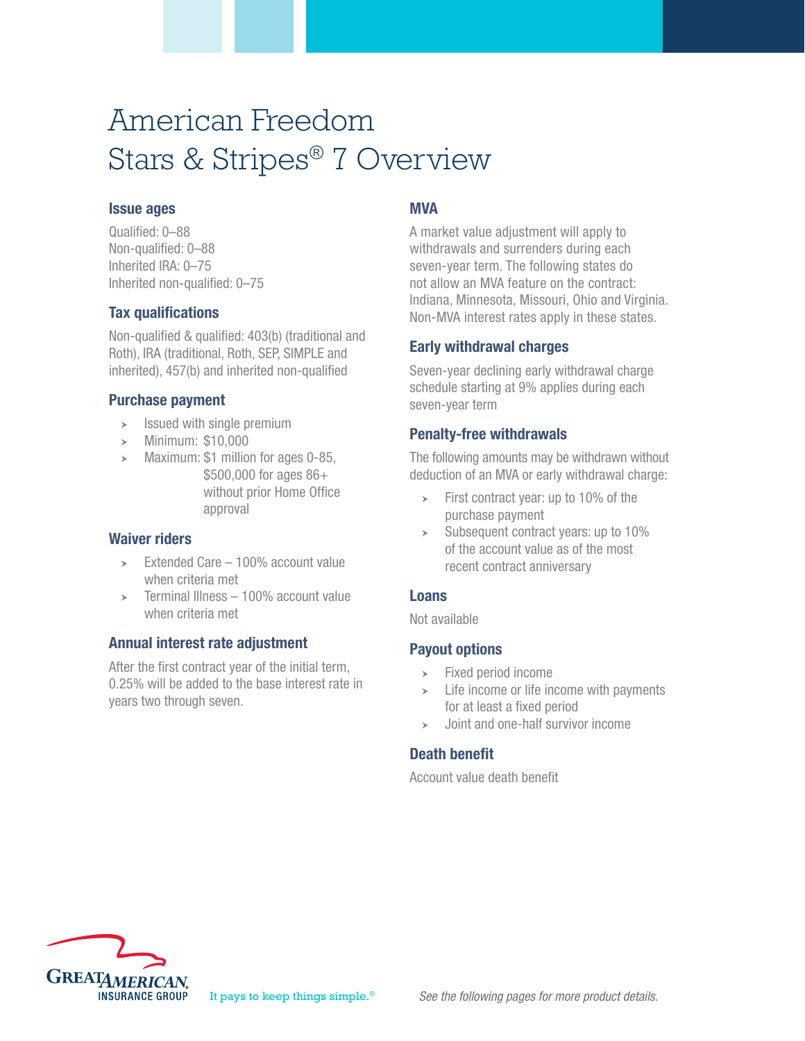# American Freedom Stars & Stripes® 7 Overview

## Issue ages

Qualified: 0–88
Non-qualified: 0–88
Inherited IRA: 0–75
Inherited non-qualified: 0–75

## Tax qualifications

Non-qualified & qualified: 403(b) (traditional and Roth), IRA (traditional, Roth, SEP, SIMPLE and inherited), 457(b) and inherited non-qualified

## Purchase payment

- Issued with single premium
- Minimum: $10,000
- Maximum: $1 million for ages 0-85, $500,000 for ages 86+ without prior Home Office approval

## Waiver riders

- Extended Care – 100% account value when criteria met
- Terminal Illness – 100% account value when criteria met

## Annual interest rate adjustment

After the first contract year of the initial term, 0.25% will be added to the base interest rate in years two through seven.

## MVA

A market value adjustment will apply to withdrawals and surrenders during each seven-year term. The following states do not allow an MVA feature on the contract: Indiana, Minnesota, Missouri, Ohio and Virginia. Non-MVA interest rates apply in these states.

## Early withdrawal charges

Seven-year declining early withdrawal charge schedule starting at 9% applies during each seven-year term

## Penalty-free withdrawals

The following amounts may be withdrawn without deduction of an MVA or early withdrawal charge:

- First contract year: up to 10% of the purchase payment
- Subsequent contract years: up to 10% of the account value as of the most recent contract anniversary

## Loans

Not available

## Payout options

- Fixed period income
- Life income or life income with payments for at least a fixed period
- Joint and one-half survivor income

## Death benefit

Account value death benefit

GREAT AMERICAN INSURANCE GROUP

It pays to keep things simple.®

*See the following pages for more product details.*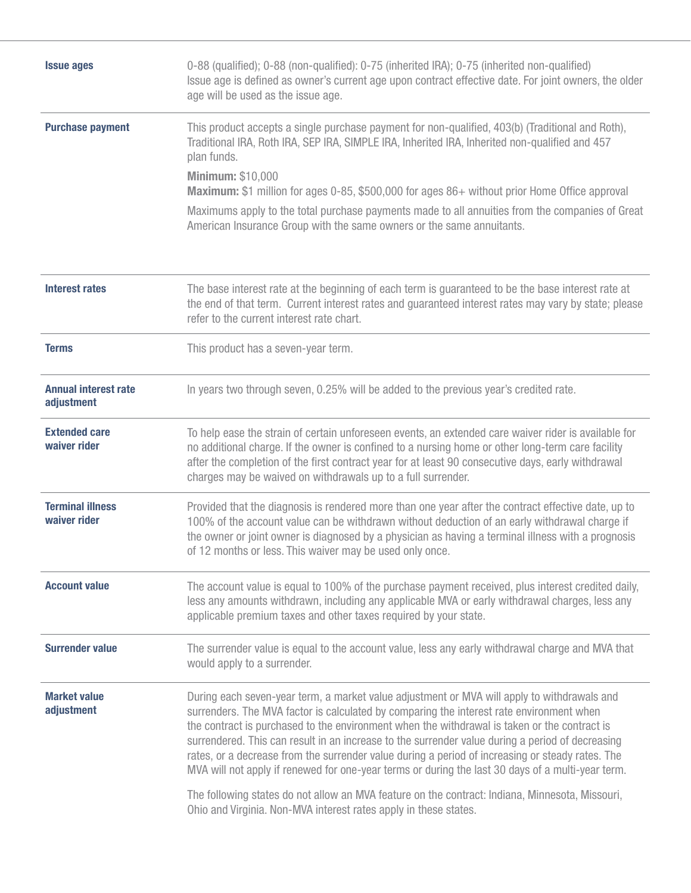| | |
|---|---|
| **Issue ages** | 0-88 (qualified); 0-88 (non-qualified): 0-75 (inherited IRA); 0-75 (inherited non-qualified)<br>Issue age is defined as owner's current age upon contract effective date. For joint owners, the older age will be used as the issue age. |
| **Purchase payment** | This product accepts a single purchase payment for non-qualified, 403(b) (Traditional and Roth), Traditional IRA, Roth IRA, SEP IRA, SIMPLE IRA, Inherited IRA, Inherited non-qualified and 457 plan funds.<br>**Minimum:** $10,000<br>**Maximum:** $1 million for ages 0-85, $500,000 for ages 86+ without prior Home Office approval<br>Maximums apply to the total purchase payments made to all annuities from the companies of Great American Insurance Group with the same owners or the same annuitants. |
| **Interest rates** | The base interest rate at the beginning of each term is guaranteed to be the base interest rate at the end of that term. Current interest rates and guaranteed interest rates may vary by state; please refer to the current interest rate chart. |
| **Terms** | This product has a seven-year term. |
| **Annual interest rate adjustment** | In years two through seven, 0.25% will be added to the previous year's credited rate. |
| **Extended care waiver rider** | To help ease the strain of certain unforeseen events, an extended care waiver rider is available for no additional charge. If the owner is confined to a nursing home or other long-term care facility after the completion of the first contract year for at least 90 consecutive days, early withdrawal charges may be waived on withdrawals up to a full surrender. |
| **Terminal illness waiver rider** | Provided that the diagnosis is rendered more than one year after the contract effective date, up to 100% of the account value can be withdrawn without deduction of an early withdrawal charge if the owner or joint owner is diagnosed by a physician as having a terminal illness with a prognosis of 12 months or less. This waiver may be used only once. |
| **Account value** | The account value is equal to 100% of the purchase payment received, plus interest credited daily, less any amounts withdrawn, including any applicable MVA or early withdrawal charges, less any applicable premium taxes and other taxes required by your state. |
| **Surrender value** | The surrender value is equal to the account value, less any early withdrawal charge and MVA that would apply to a surrender. |
| **Market value adjustment** | During each seven-year term, a market value adjustment or MVA will apply to withdrawals and surrenders. The MVA factor is calculated by comparing the interest rate environment when the contract is purchased to the environment when the withdrawal is taken or the contract is surrendered. This can result in an increase to the surrender value during a period of decreasing rates, or a decrease from the surrender value during a period of increasing or steady rates. The MVA will not apply if renewed for one-year terms or during the last 30 days of a multi-year term.<br>The following states do not allow an MVA feature on the contract: Indiana, Minnesota, Missouri, Ohio and Virginia. Non-MVA interest rates apply in these states. |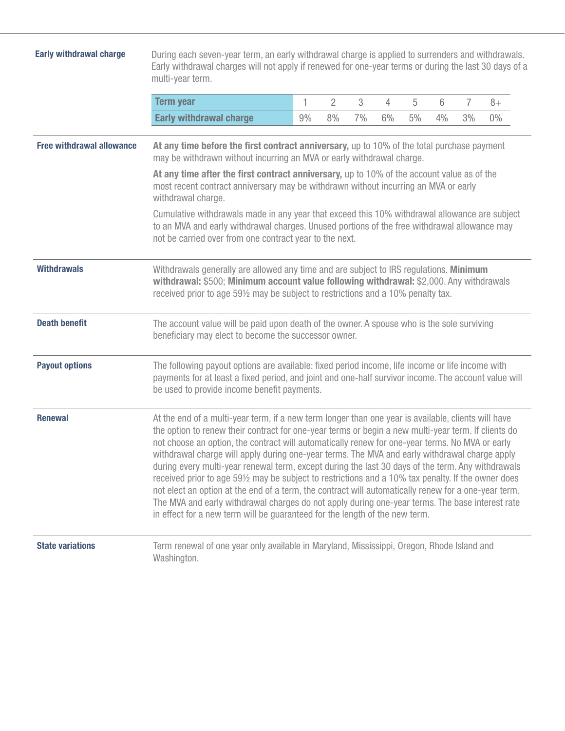### Early withdrawal charge

During each seven-year term, an early withdrawal charge is applied to surrenders and withdrawals. Early withdrawal charges will not apply if renewed for one-year terms or during the last 30 days of a multi-year term.

| Term year | 1 | 2 | 3 | 4 | 5 | 6 | 7 | 8+ |
|---|---|---|---|---|---|---|---|---|
| Early withdrawal charge | 9% | 8% | 7% | 6% | 5% | 4% | 3% | 0% |

### Free withdrawal allowance

**At any time before the first contract anniversary,** up to 10% of the total purchase payment may be withdrawn without incurring an MVA or early withdrawal charge.

**At any time after the first contract anniversary,** up to 10% of the account value as of the most recent contract anniversary may be withdrawn without incurring an MVA or early withdrawal charge.

Cumulative withdrawals made in any year that exceed this 10% withdrawal allowance are subject to an MVA and early withdrawal charges. Unused portions of the free withdrawal allowance may not be carried over from one contract year to the next.

### Withdrawals

Withdrawals generally are allowed any time and are subject to IRS regulations. **Minimum withdrawal:** $500; **Minimum account value following withdrawal:** $2,000. Any withdrawals received prior to age 59½ may be subject to restrictions and a 10% penalty tax.

### Death benefit

The account value will be paid upon death of the owner. A spouse who is the sole surviving beneficiary may elect to become the successor owner.

### Payout options

The following payout options are available: fixed period income, life income or life income with payments for at least a fixed period, and joint and one-half survivor income. The account value will be used to provide income benefit payments.

### Renewal

At the end of a multi-year term, if a new term longer than one year is available, clients will have the option to renew their contract for one-year terms or begin a new multi-year term. If clients do not choose an option, the contract will automatically renew for one-year terms. No MVA or early withdrawal charge will apply during one-year terms. The MVA and early withdrawal charge apply during every multi-year renewal term, except during the last 30 days of the term. Any withdrawals received prior to age 59½ may be subject to restrictions and a 10% tax penalty. If the owner does not elect an option at the end of a term, the contract will automatically renew for a one-year term. The MVA and early withdrawal charges do not apply during one-year terms. The base interest rate in effect for a new term will be guaranteed for the length of the new term.

### State variations

Term renewal of one year only available in Maryland, Mississippi, Oregon, Rhode Island and Washington.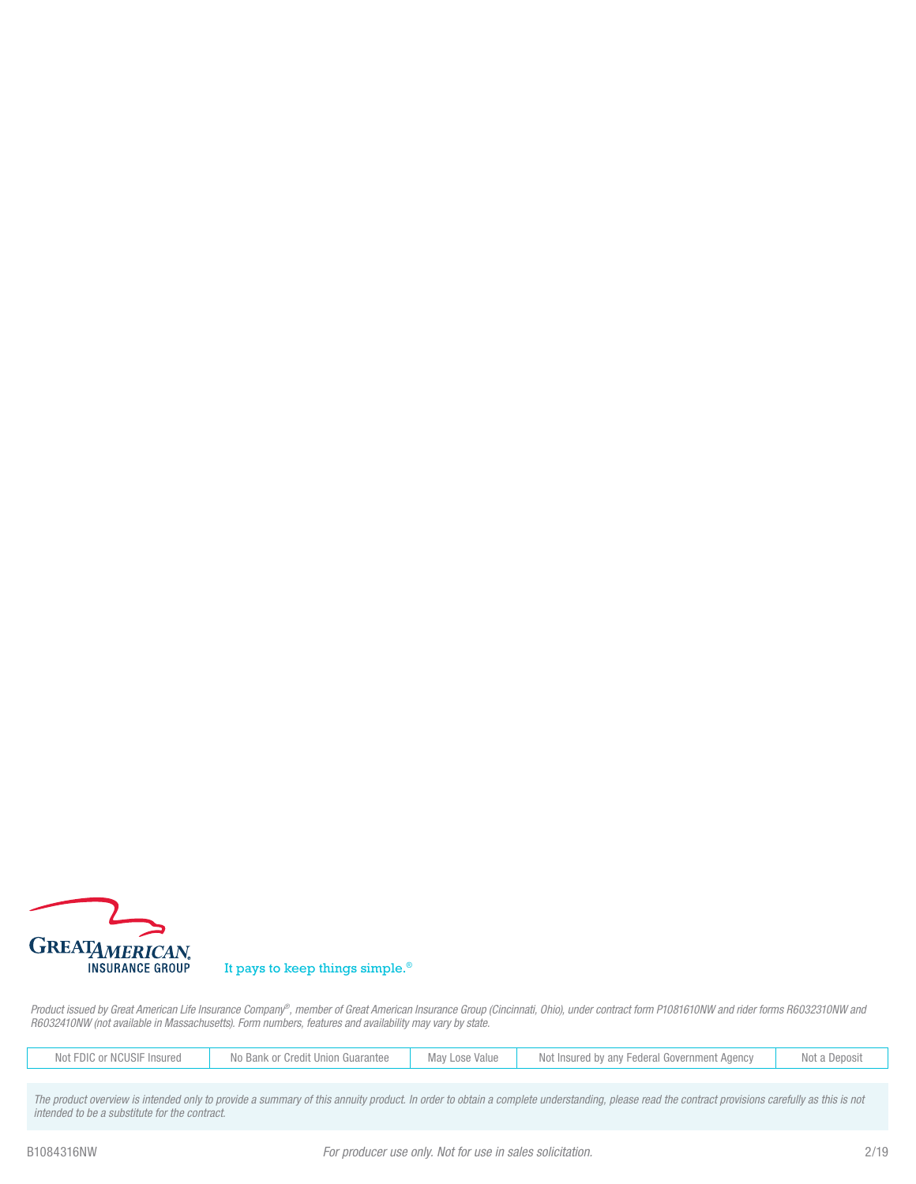GREAT AMERICAN
INSURANCE GROUP

It pays to keep things simple.®

*Product issued by Great American Life Insurance Company®, member of Great American Insurance Group (Cincinnati, Ohio), under contract form P1081610NW and rider forms R6032310NW and R6032410NW (not available in Massachusetts). Form numbers, features and availability may vary by state.*

| | | | | |
|---|---|---|---|---|
| Not FDIC or NCUSIF Insured | No Bank or Credit Union Guarantee | May Lose Value | Not Insured by any Federal Government Agency | Not a Deposit |

*The product overview is intended only to provide a summary of this annuity product. In order to obtain a complete understanding, please read the contract provisions carefully as this is not intended to be a substitute for the contract.*

B1084316NW *For producer use only. Not for use in sales solicitation.* 2/19